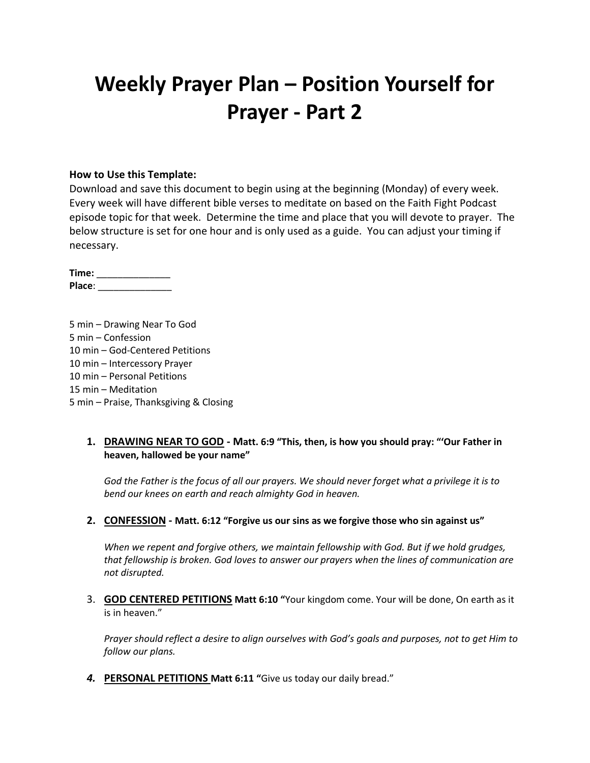# Weekly Prayer Plan – Position Yourself for Prayer - Part 2

**How to Use this Template:**
Download and save this document to begin using at the beginning (Monday) of every week. Every week will have different bible verses to meditate on based on the Faith Fight Podcast episode topic for that week. Determine the time and place that you will devote to prayer. The below structure is set for one hour and is only used as a guide. You can adjust your timing if necessary.

**Time:** ______________
**Place**: ______________

5 min – Drawing Near To God
5 min – Confession
10 min – God-Centered Petitions
10 min – Intercessory Prayer
10 min – Personal Petitions
15 min – Meditation
5 min – Praise, Thanksgiving & Closing

1. **DRAWING NEAR TO GOD - Matt. 6:9 "This, then, is how you should pray: "'Our Father in heaven, hallowed be your name"**

   *God the Father is the focus of all our prayers. We should never forget what a privilege it is to bend our knees on earth and reach almighty God in heaven.*

2. **CONFESSION - Matt. 6:12 "Forgive us our sins as we forgive those who sin against us"**

   *When we repent and forgive others, we maintain fellowship with God. But if we hold grudges, that fellowship is broken. God loves to answer our prayers when the lines of communication are not disrupted.*

3. **GOD CENTERED PETITIONS** **Matt 6:10 "**Your kingdom come. Your will be done, On earth as it is in heaven."

   *Prayer should reflect a desire to align ourselves with God's goals and purposes, not to get Him to follow our plans.*

4. **PERSONAL PETITIONS** **Matt 6:11 "**Give us today our daily bread."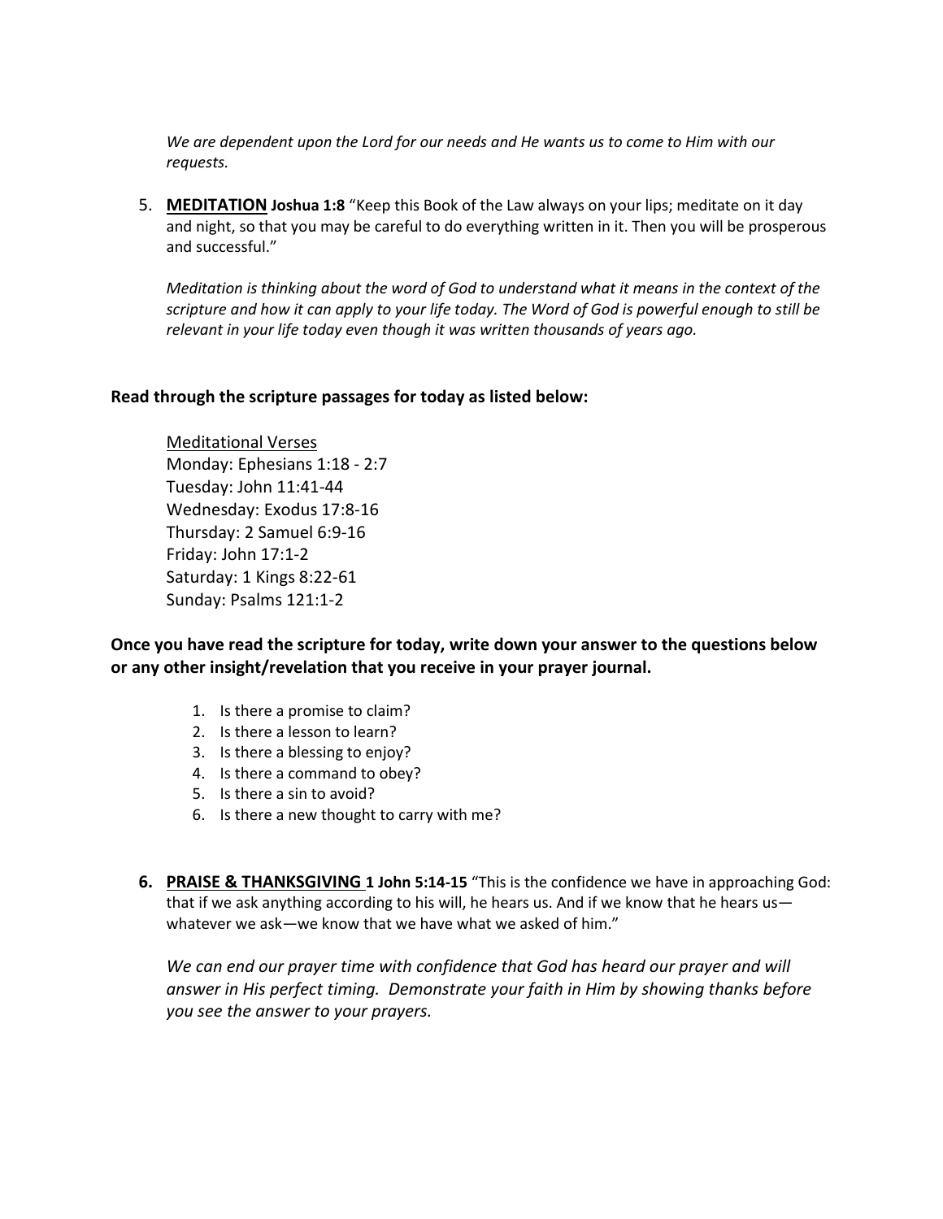*We are dependent upon the Lord for our needs and He wants us to come to Him with our requests.*

5. **MEDITATION** **Joshua 1:8** “Keep this Book of the Law always on your lips; meditate on it day and night, so that you may be careful to do everything written in it. Then you will be prosperous and successful.”

   *Meditation is thinking about the word of God to understand what it means in the context of the scripture and how it can apply to your life today. The Word of God is powerful enough to still be relevant in your life today even though it was written thousands of years ago.*

**Read through the scripture passages for today as listed below:**

Meditational Verses
Monday: Ephesians 1:18 - 2:7
Tuesday: John 11:41-44
Wednesday: Exodus 17:8-16
Thursday: 2 Samuel 6:9-16
Friday: John 17:1-2
Saturday: 1 Kings 8:22-61
Sunday: Psalms 121:1-2

**Once you have read the scripture for today, write down your answer to the questions below or any other insight/revelation that you receive in your prayer journal.**

1. Is there a promise to claim?
2. Is there a lesson to learn?
3. Is there a blessing to enjoy?
4. Is there a command to obey?
5. Is there a sin to avoid?
6. Is there a new thought to carry with me?

6. **PRAISE & THANKSGIVING** **1 John 5:14-15** “This is the confidence we have in approaching God: that if we ask anything according to his will, he hears us. And if we know that he hears us—whatever we ask—we know that we have what we asked of him.”

   *We can end our prayer time with confidence that God has heard our prayer and will answer in His perfect timing. Demonstrate your faith in Him by showing thanks before you see the answer to your prayers.*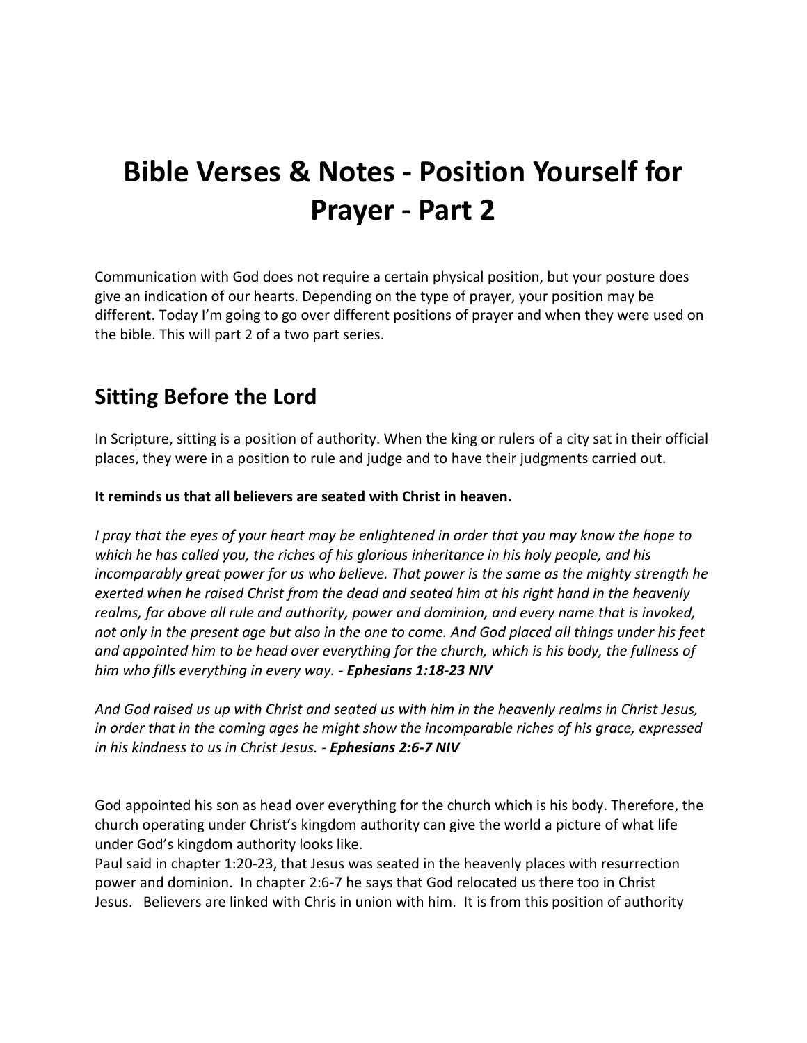# Bible Verses & Notes - Position Yourself for Prayer - Part 2

Communication with God does not require a certain physical position, but your posture does give an indication of our hearts. Depending on the type of prayer, your position may be different. Today I'm going to go over different positions of prayer and when they were used on the bible. This will part 2 of a two part series.

## Sitting Before the Lord

In Scripture, sitting is a position of authority. When the king or rulers of a city sat in their official places, they were in a position to rule and judge and to have their judgments carried out.

**It reminds us that all believers are seated with Christ in heaven.**

*I pray that the eyes of your heart may be enlightened in order that you may know the hope to which he has called you, the riches of his glorious inheritance in his holy people, and his incomparably great power for us who believe. That power is the same as the mighty strength he exerted when he raised Christ from the dead and seated him at his right hand in the heavenly realms, far above all rule and authority, power and dominion, and every name that is invoked, not only in the present age but also in the one to come. And God placed all things under his feet and appointed him to be head over everything for the church, which is his body, the fullness of him who fills everything in every way. -* ***Ephesians 1:18-23 NIV***

*And God raised us up with Christ and seated us with him in the heavenly realms in Christ Jesus, in order that in the coming ages he might show the incomparable riches of his grace, expressed in his kindness to us in Christ Jesus. -* ***Ephesians 2:6-7 NIV***

God appointed his son as head over everything for the church which is his body. Therefore, the church operating under Christ's kingdom authority can give the world a picture of what life under God's kingdom authority looks like.
Paul said in chapter 1:20-23, that Jesus was seated in the heavenly places with resurrection power and dominion. In chapter 2:6-7 he says that God relocated us there too in Christ Jesus. Believers are linked with Chris in union with him. It is from this position of authority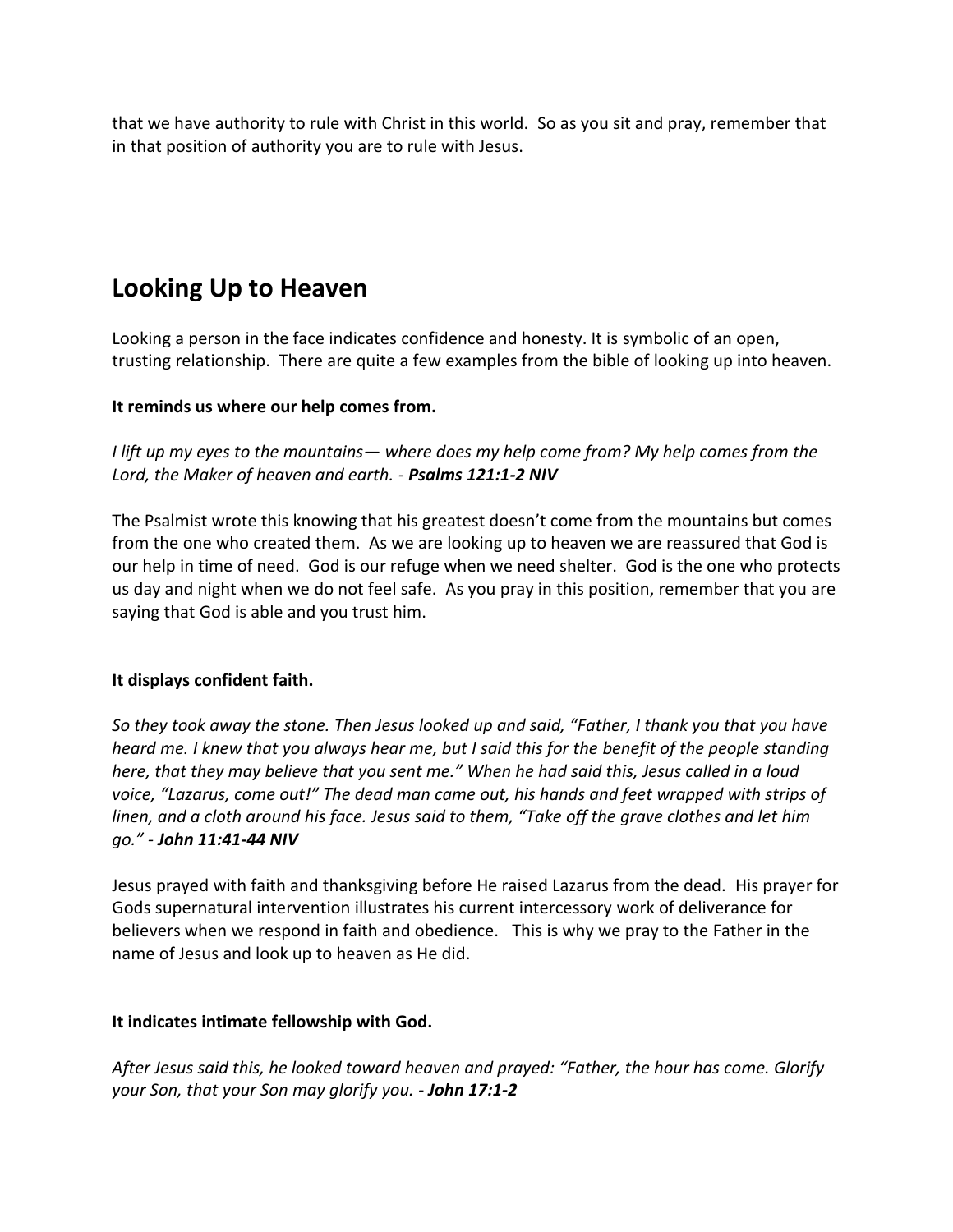that we have authority to rule with Christ in this world. So as you sit and pray, remember that in that position of authority you are to rule with Jesus.

## Looking Up to Heaven

Looking a person in the face indicates confidence and honesty. It is symbolic of an open, trusting relationship. There are quite a few examples from the bible of looking up into heaven.

**It reminds us where our help comes from.**

*I lift up my eyes to the mountains— where does my help come from? My help comes from the Lord, the Maker of heaven and earth. - **Psalms 121:1-2 NIV***

The Psalmist wrote this knowing that his greatest doesn't come from the mountains but comes from the one who created them. As we are looking up to heaven we are reassured that God is our help in time of need. God is our refuge when we need shelter. God is the one who protects us day and night when we do not feel safe. As you pray in this position, remember that you are saying that God is able and you trust him.

**It displays confident faith.**

*So they took away the stone. Then Jesus looked up and said, "Father, I thank you that you have heard me. I knew that you always hear me, but I said this for the benefit of the people standing here, that they may believe that you sent me." When he had said this, Jesus called in a loud voice, "Lazarus, come out!" The dead man came out, his hands and feet wrapped with strips of linen, and a cloth around his face. Jesus said to them, "Take off the grave clothes and let him go." - **John 11:41-44 NIV***

Jesus prayed with faith and thanksgiving before He raised Lazarus from the dead. His prayer for Gods supernatural intervention illustrates his current intercessory work of deliverance for believers when we respond in faith and obedience. This is why we pray to the Father in the name of Jesus and look up to heaven as He did.

**It indicates intimate fellowship with God.**

*After Jesus said this, he looked toward heaven and prayed: "Father, the hour has come. Glorify your Son, that your Son may glorify you. - **John 17:1-2***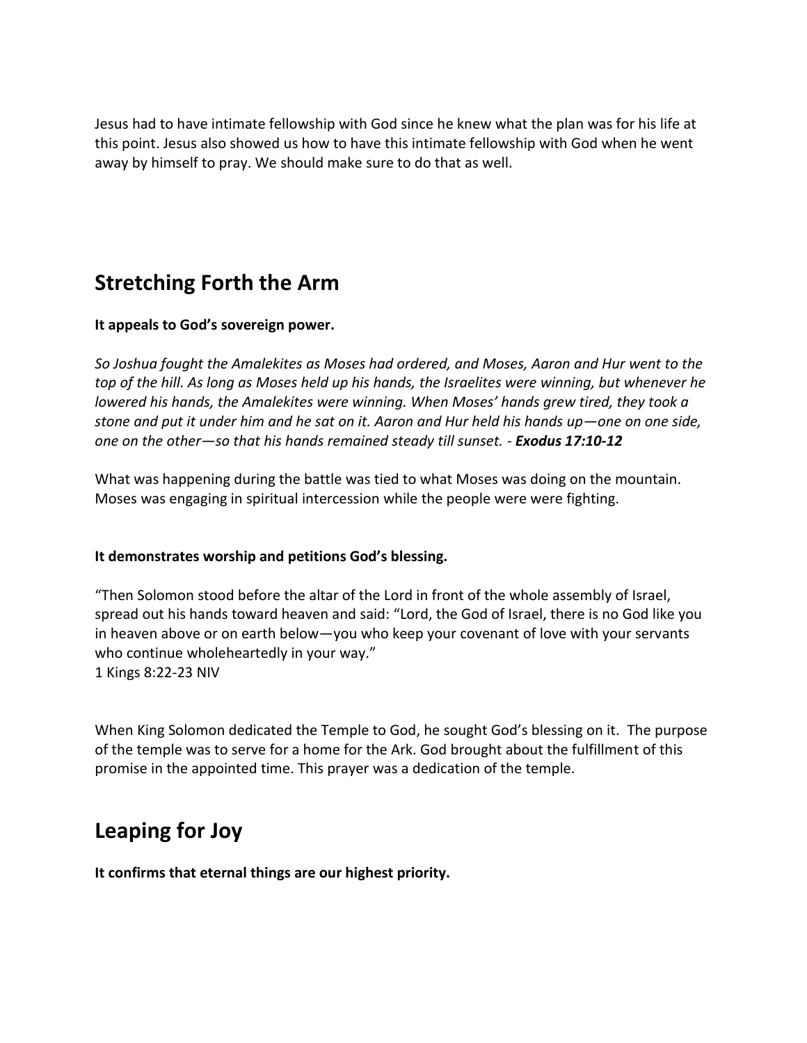Jesus had to have intimate fellowship with God since he knew what the plan was for his life at this point. Jesus also showed us how to have this intimate fellowship with God when he went away by himself to pray. We should make sure to do that as well.

## Stretching Forth the Arm

**It appeals to God's sovereign power.**

*So Joshua fought the Amalekites as Moses had ordered, and Moses, Aaron and Hur went to the top of the hill. As long as Moses held up his hands, the Israelites were winning, but whenever he lowered his hands, the Amalekites were winning. When Moses' hands grew tired, they took a stone and put it under him and he sat on it. Aaron and Hur held his hands up—one on one side, one on the other—so that his hands remained steady till sunset. -* ***Exodus 17:10-12***

What was happening during the battle was tied to what Moses was doing on the mountain. Moses was engaging in spiritual intercession while the people were were fighting.

**It demonstrates worship and petitions God's blessing.**

"Then Solomon stood before the altar of the Lord in front of the whole assembly of Israel, spread out his hands toward heaven and said: "Lord, the God of Israel, there is no God like you in heaven above or on earth below—you who keep your covenant of love with your servants who continue wholeheartedly in your way."
1 Kings 8:22-23 NIV

When King Solomon dedicated the Temple to God, he sought God's blessing on it. The purpose of the temple was to serve for a home for the Ark. God brought about the fulfillment of this promise in the appointed time. This prayer was a dedication of the temple.

## Leaping for Joy

**It confirms that eternal things are our highest priority.**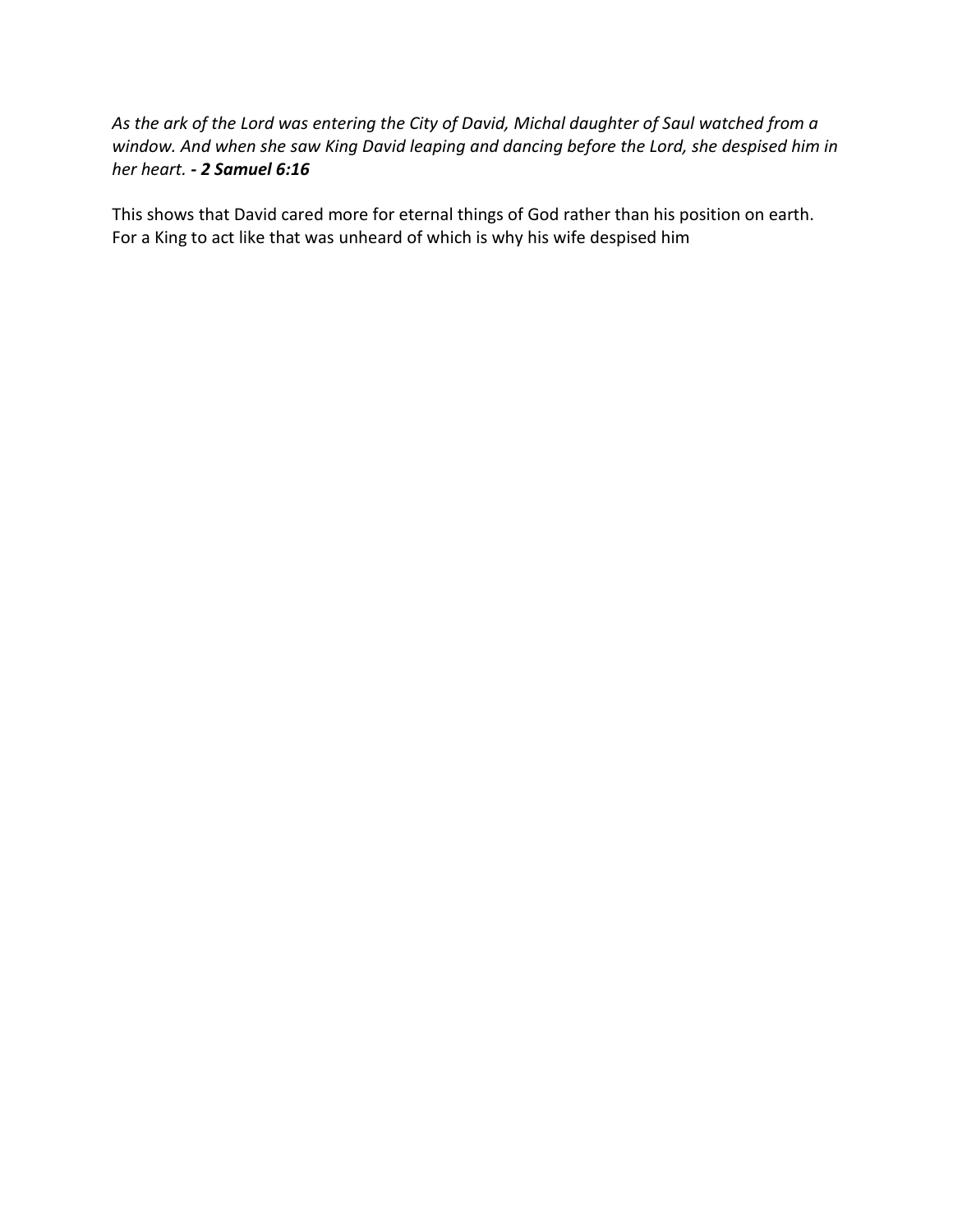*As the ark of the Lord was entering the City of David, Michal daughter of Saul watched from a window. And when she saw King David leaping and dancing before the Lord, she despised him in her heart.* ***- 2 Samuel 6:16***

This shows that David cared more for eternal things of God rather than his position on earth. For a King to act like that was unheard of which is why his wife despised him